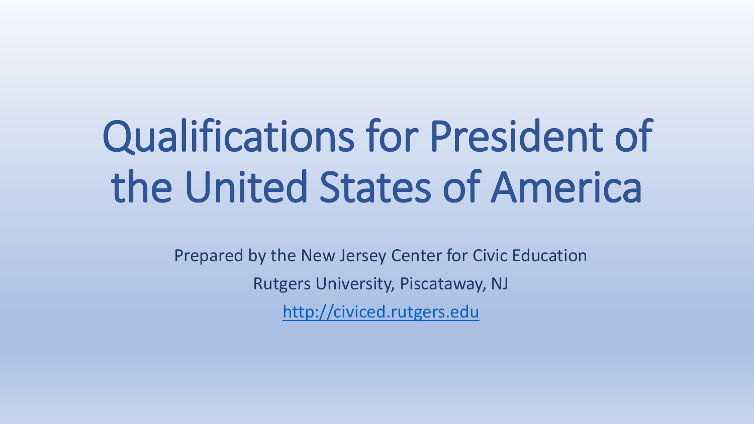# Qualifications for President of the United States of America

Prepared by the New Jersey Center for Civic Education

Rutgers University, Piscataway, NJ

[http://civiced.rutgers.edu](http://civiced.rutgers.edu)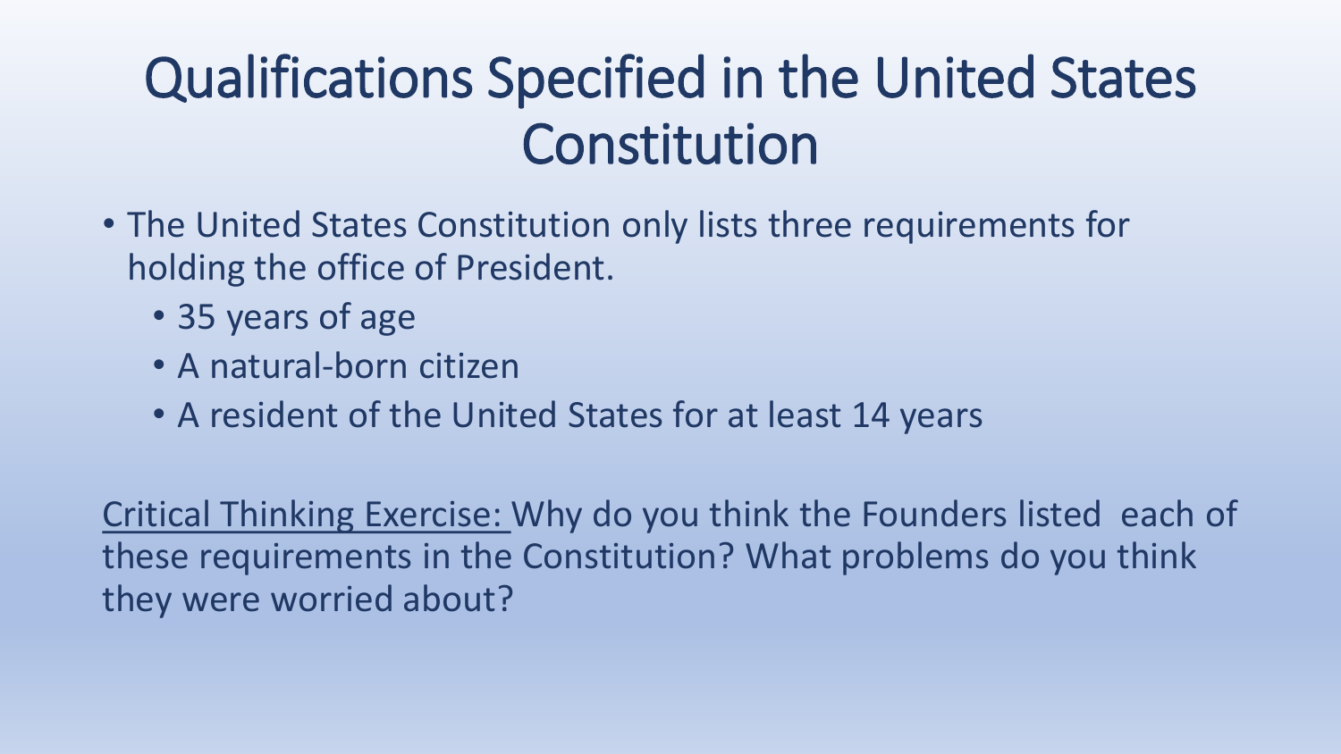# Qualifications Specified in the United States Constitution

- The United States Constitution only lists three requirements for holding the office of President.
  - 35 years of age
  - A natural-born citizen
  - A resident of the United States for at least 14 years

<u>Critical Thinking Exercise:</u> Why do you think the Founders listed each of these requirements in the Constitution? What problems do you think they were worried about?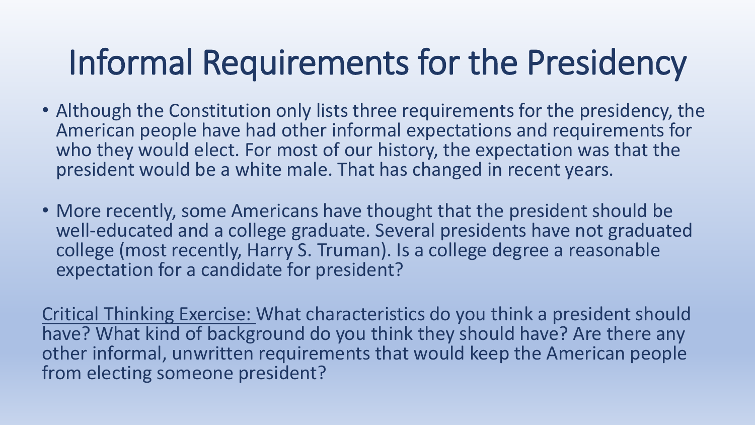# Informal Requirements for the Presidency

- Although the Constitution only lists three requirements for the presidency, the American people have had other informal expectations and requirements for who they would elect. For most of our history, the expectation was that the president would be a white male. That has changed in recent years.
- More recently, some Americans have thought that the president should be well-educated and a college graduate. Several presidents have not graduated college (most recently, Harry S. Truman). Is a college degree a reasonable expectation for a candidate for president?

<u>Critical Thinking Exercise:</u> What characteristics do you think a president should have? What kind of background do you think they should have? Are there any other informal, unwritten requirements that would keep the American people from electing someone president?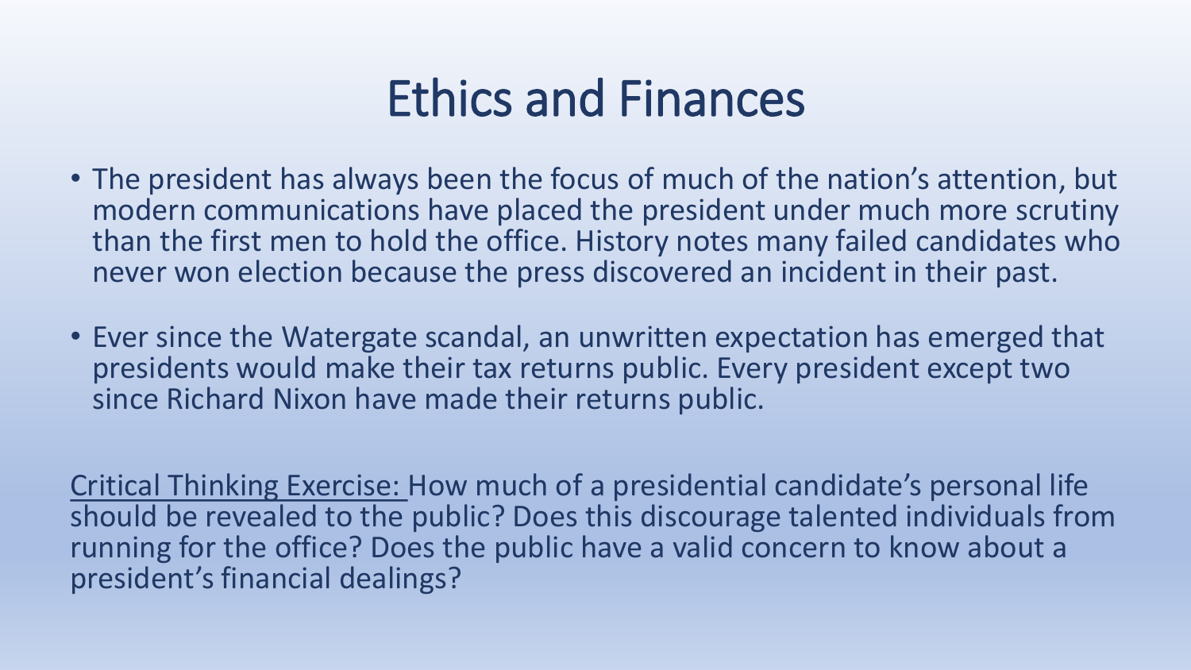# Ethics and Finances

- The president has always been the focus of much of the nation's attention, but modern communications have placed the president under much more scrutiny than the first men to hold the office. History notes many failed candidates who never won election because the press discovered an incident in their past.

- Ever since the Watergate scandal, an unwritten expectation has emerged that presidents would make their tax returns public. Every president except two since Richard Nixon have made their returns public.

<u>Critical Thinking Exercise:</u> How much of a presidential candidate's personal life should be revealed to the public? Does this discourage talented individuals from running for the office? Does the public have a valid concern to know about a president's financial dealings?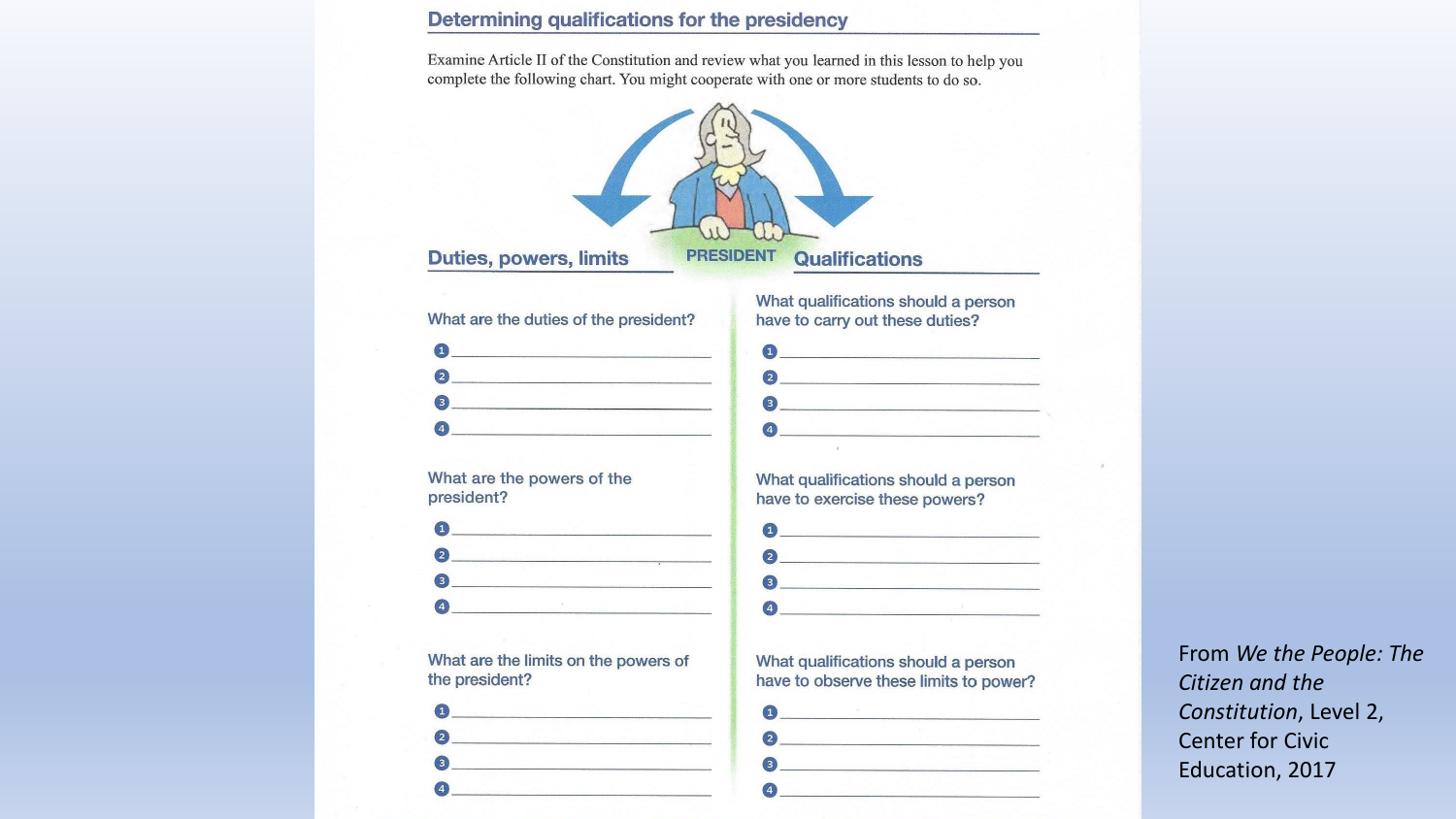## Determining qualifications for the presidency

Examine Article II of the Constitution and review what you learned in this lesson to help you complete the following chart. You might cooperate with one or more students to do so.

PRESIDENT

| Duties, powers, limits | Qualifications |
| --- | --- |
| **What are the duties of the president?** | **What qualifications should a person have to carry out these duties?** |
| 1 ______________________ | 1 ______________________ |
| 2 ______________________ | 2 ______________________ |
| 3 ______________________ | 3 ______________________ |
| 4 ______________________ | 4 ______________________ |
| **What are the powers of the president?** | **What qualifications should a person have to exercise these powers?** |
| 1 ______________________ | 1 ______________________ |
| 2 ______________________ | 2 ______________________ |
| 3 ______________________ | 3 ______________________ |
| 4 ______________________ | 4 ______________________ |
| **What are the limits on the powers of the president?** | **What qualifications should a person have to observe these limits to power?** |
| 1 ______________________ | 1 ______________________ |
| 2 ______________________ | 2 ______________________ |
| 3 ______________________ | 3 ______________________ |
| 4 ______________________ | 4 ______________________ |

From *We the People: The Citizen and the Constitution*, Level 2, Center for Civic Education, 2017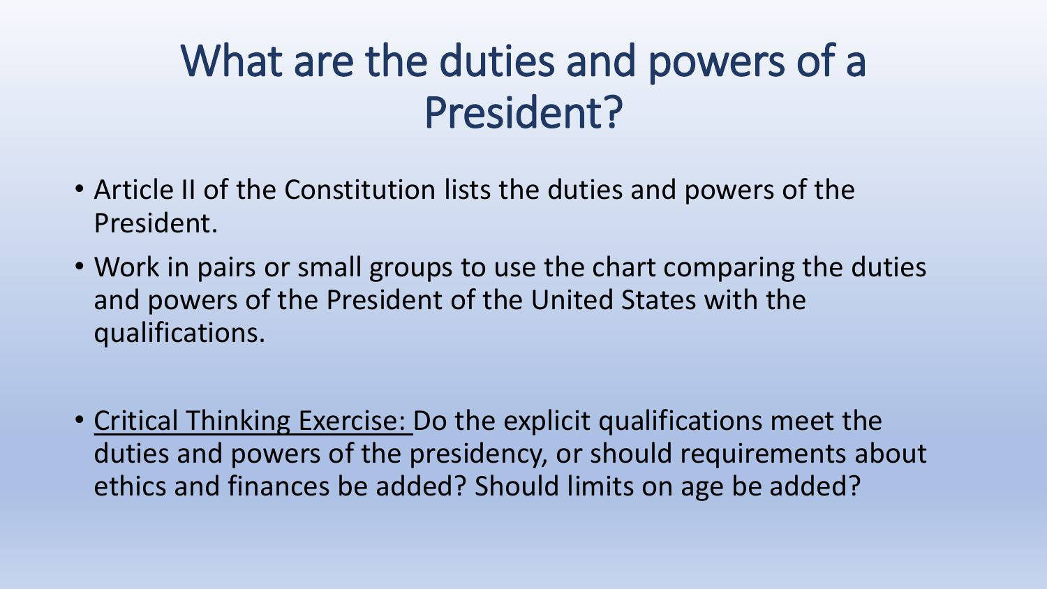# What are the duties and powers of a President?

- Article II of the Constitution lists the duties and powers of the President.
- Work in pairs or small groups to use the chart comparing the duties and powers of the President of the United States with the qualifications.

- <u>Critical Thinking Exercise:</u> Do the explicit qualifications meet the duties and powers of the presidency, or should requirements about ethics and finances be added? Should limits on age be added?